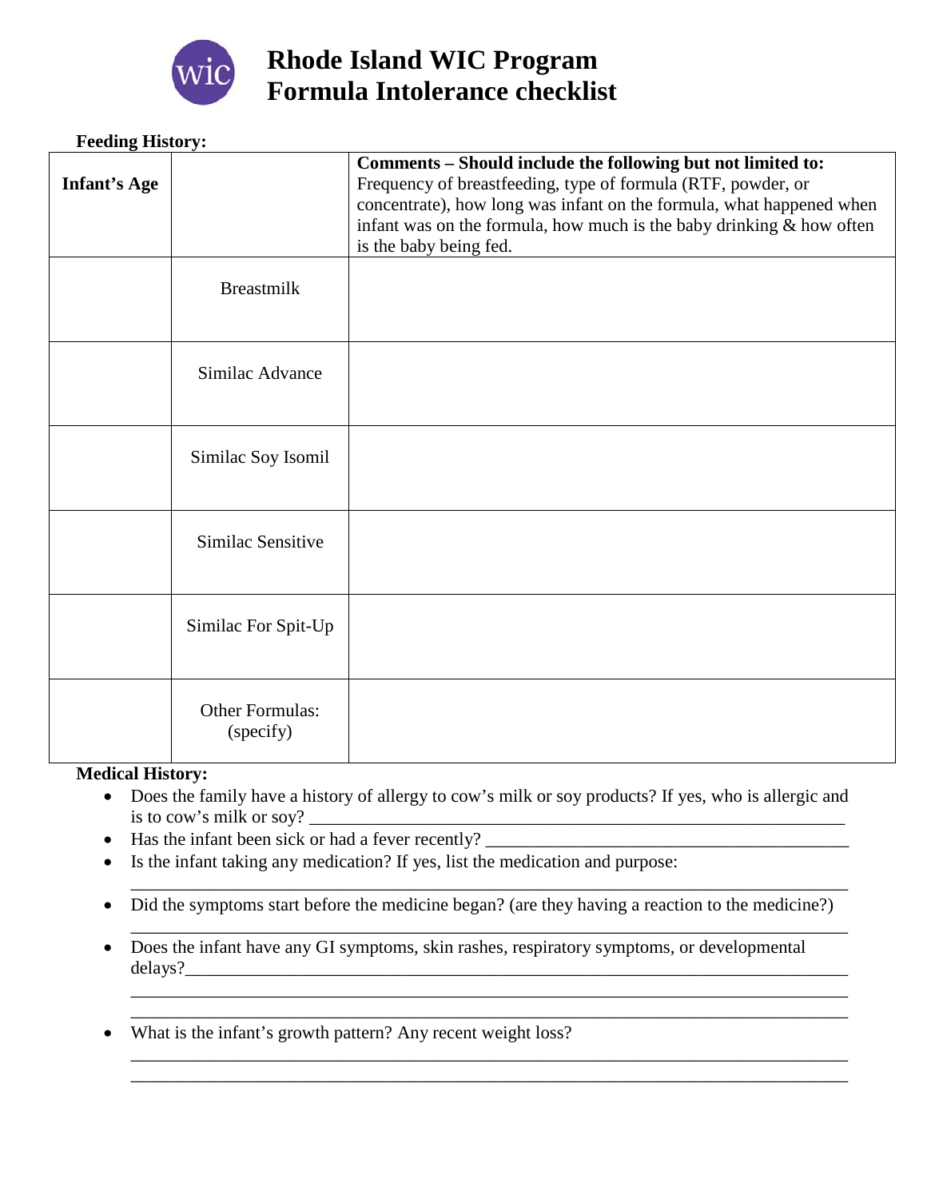# Rhode Island WIC Program
# Formula Intolerance checklist

**Feeding History:**

| **Infant's Age** | | **Comments – Should include the following but not limited to:** Frequency of breastfeeding, type of formula (RTF, powder, or concentrate), how long was infant on the formula, what happened when infant was on the formula, how much is the baby drinking & how often is the baby being fed. |
|---|---|---|
| | Breastmilk | |
| | Similac Advance | |
| | Similac Soy Isomil | |
| | Similac Sensitive | |
| | Similac For Spit-Up | |
| | Other Formulas: (specify) | |

**Medical History:**

- Does the family have a history of allergy to cow's milk or soy products? If yes, who is allergic and is to cow's milk or soy? ___________________________________________________________
- Has the infant been sick or had a fever recently? ________________________________________
- Is the infant taking any medication? If yes, list the medication and purpose:
  ___________________________________________________________________________
- Did the symptoms start before the medicine began? (are they having a reaction to the medicine?)
  ___________________________________________________________________________
- Does the infant have any GI symptoms, skin rashes, respiratory symptoms, or developmental delays?________________________________________________________________________
  ___________________________________________________________________________
  ___________________________________________________________________________
- What is the infant's growth pattern? Any recent weight loss?
  ___________________________________________________________________________
  ___________________________________________________________________________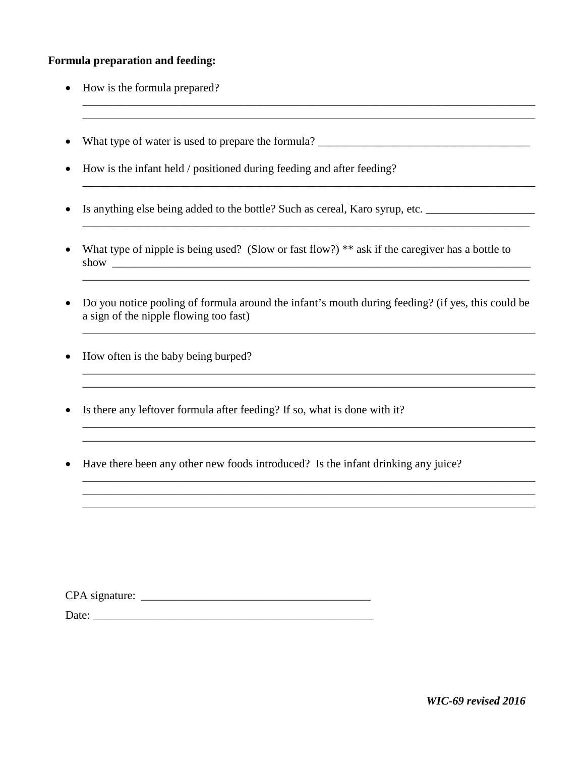**Formula preparation and feeding:**

- How is the formula prepared?
  ________________________________________________________________________________
  ________________________________________________________________________________

- What type of water is used to prepare the formula? ______________________________________

- How is the infant held / positioned during feeding and after feeding?
  ________________________________________________________________________________

- Is anything else being added to the bottle? Such as cereal, Karo syrup, etc. ___________________
  ________________________________________________________________________________

- What type of nipple is being used? (Slow or fast flow?) ** ask if the caregiver has a bottle to show ________________________________________________________________________
  ________________________________________________________________________________

- Do you notice pooling of formula around the infant's mouth during feeding? (if yes, this could be a sign of the nipple flowing too fast)
  ________________________________________________________________________________

- How often is the baby being burped?
  ________________________________________________________________________________
  ________________________________________________________________________________

- Is there any leftover formula after feeding? If so, what is done with it?
  ________________________________________________________________________________
  ________________________________________________________________________________

- Have there been any other new foods introduced? Is the infant drinking any juice?
  ________________________________________________________________________________
  ________________________________________________________________________________
  ________________________________________________________________________________

CPA signature: ________________________________________

Date: ___________________________________________________

***WIC-69 revised 2016***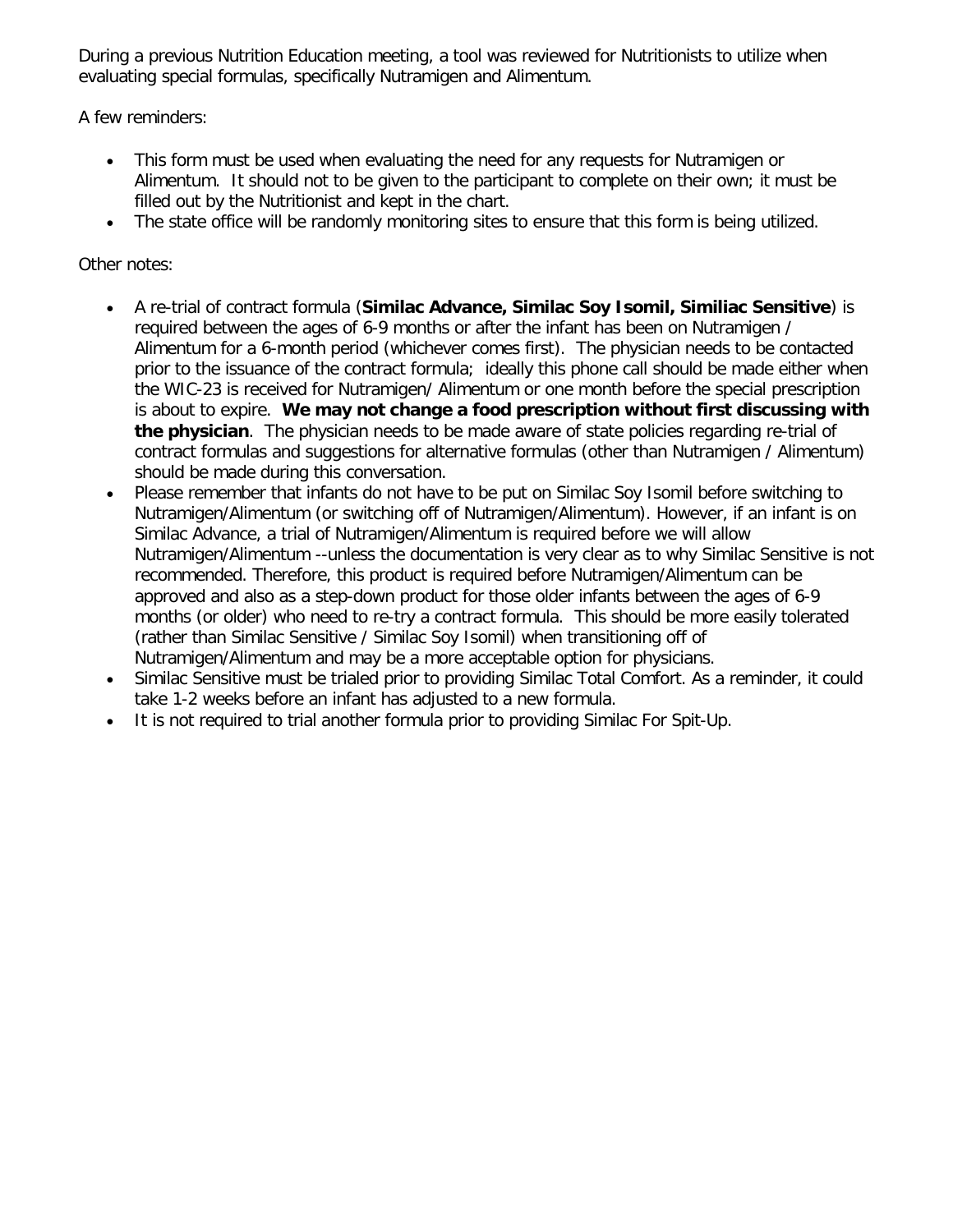During a previous Nutrition Education meeting, a tool was reviewed for Nutritionists to utilize when evaluating special formulas, specifically Nutramigen and Alimentum.

A few reminders:

- This form must be used when evaluating the need for any requests for Nutramigen or Alimentum. It should not to be given to the participant to complete on their own; it must be filled out by the Nutritionist and kept in the chart.
- The state office will be randomly monitoring sites to ensure that this form is being utilized.

Other notes:

- A re-trial of contract formula (**Similac Advance, Similac Soy Isomil, Similiac Sensitive**) is required between the ages of 6-9 months or after the infant has been on Nutramigen / Alimentum for a 6-month period (whichever comes first). The physician needs to be contacted prior to the issuance of the contract formula; ideally this phone call should be made either when the WIC-23 is received for Nutramigen/ Alimentum or one month before the special prescription is about to expire. **We may not change a food prescription without first discussing with the physician**. The physician needs to be made aware of state policies regarding re-trial of contract formulas and suggestions for alternative formulas (other than Nutramigen / Alimentum) should be made during this conversation.
- Please remember that infants do not have to be put on Similac Soy Isomil before switching to Nutramigen/Alimentum (or switching off of Nutramigen/Alimentum). However, if an infant is on Similac Advance, a trial of Nutramigen/Alimentum is required before we will allow Nutramigen/Alimentum --unless the documentation is very clear as to why Similac Sensitive is not recommended. Therefore, this product is required before Nutramigen/Alimentum can be approved and also as a step-down product for those older infants between the ages of 6-9 months (or older) who need to re-try a contract formula. This should be more easily tolerated (rather than Similac Sensitive / Similac Soy Isomil) when transitioning off of Nutramigen/Alimentum and may be a more acceptable option for physicians.
- Similac Sensitive must be trialed prior to providing Similac Total Comfort. As a reminder, it could take 1-2 weeks before an infant has adjusted to a new formula.
- It is not required to trial another formula prior to providing Similac For Spit-Up.